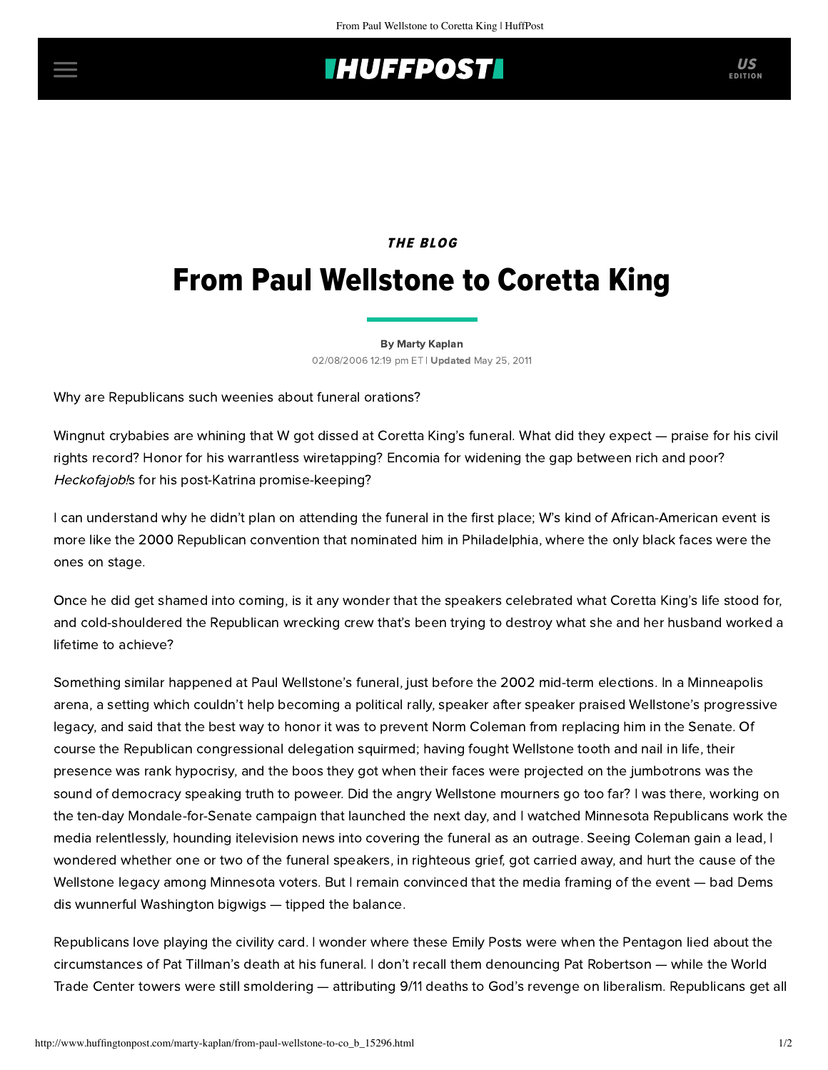THE BLOG

# From Paul Wellstone to Coretta King

By Marty Kaplan

02/08/2006 12:19 pm ET | **Updated** May 25, 2011

Why are Republicans such weenies about funeral orations?

Wingnut crybabies are whining that W got dissed at Coretta King's funeral. What did they expect — praise for his civil rights record? Honor for his warrantless wiretapping? Encomia for widening the gap between rich and poor? *Heckofajob!*s for his post-Katrina promise-keeping?

I can understand why he didn't plan on attending the funeral in the first place; W's kind of African-American event is more like the 2000 Republican convention that nominated him in Philadelphia, where the only black faces were the ones on stage.

Once he did get shamed into coming, is it any wonder that the speakers celebrated what Coretta King's life stood for, and cold-shouldered the Republican wrecking crew that's been trying to destroy what she and her husband worked a lifetime to achieve?

Something similar happened at Paul Wellstone's funeral, just before the 2002 mid-term elections. In a Minneapolis arena, a setting which couldn't help becoming a political rally, speaker after speaker praised Wellstone's progressive legacy, and said that the best way to honor it was to prevent Norm Coleman from replacing him in the Senate. Of course the Republican congressional delegation squirmed; having fought Wellstone tooth and nail in life, their presence was rank hypocrisy, and the boos they got when their faces were projected on the jumbotrons was the sound of democracy speaking truth to poweer. Did the angry Wellstone mourners go too far? I was there, working on the ten-day Mondale-for-Senate campaign that launched the next day, and I watched Minnesota Republicans work the media relentlessly, hounding itelevision news into covering the funeral as an outrage. Seeing Coleman gain a lead, I wondered whether one or two of the funeral speakers, in righteous grief, got carried away, and hurt the cause of the Wellstone legacy among Minnesota voters. But I remain convinced that the media framing of the event — bad Dems dis wunnerful Washington bigwigs — tipped the balance.

Republicans love playing the civility card. I wonder where these Emily Posts were when the Pentagon lied about the circumstances of Pat Tillman's death at his funeral. I don't recall them denouncing Pat Robertson — while the World Trade Center towers were still smoldering — attributing 9/11 deaths to God's revenge on liberalism. Republicans get all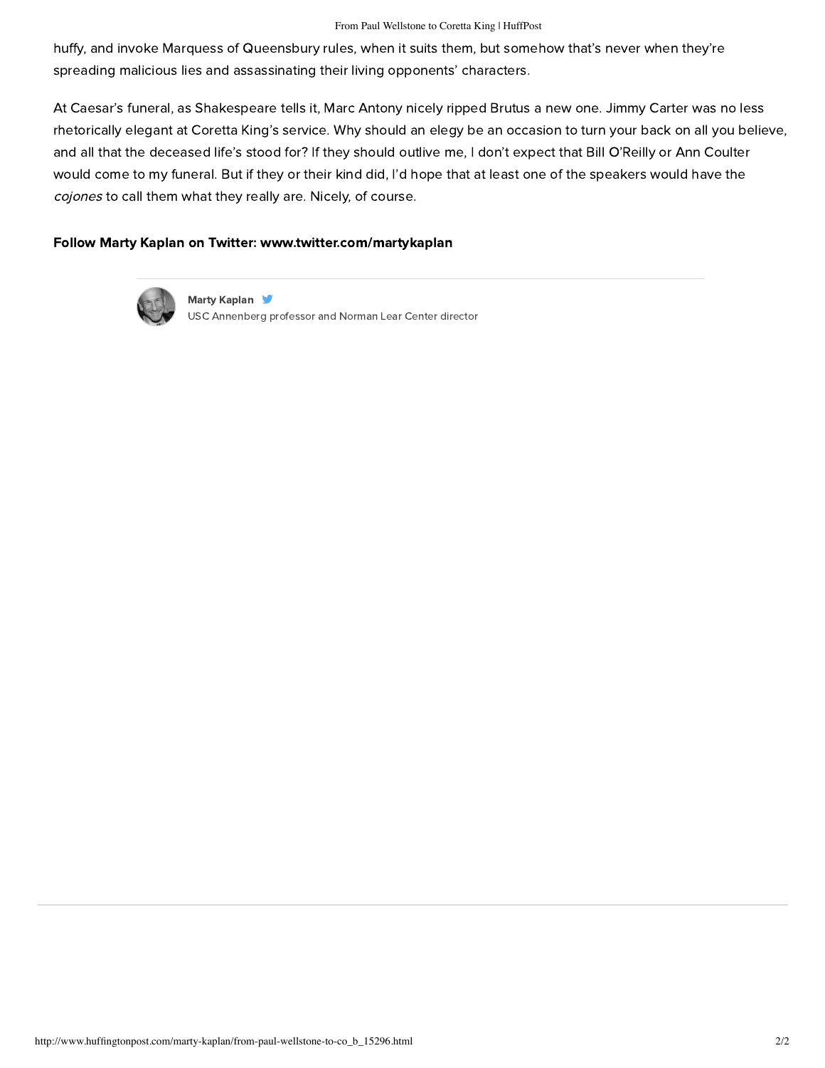huffy, and invoke Marquess of Queensbury rules, when it suits them, but somehow that's never when they're spreading malicious lies and assassinating their living opponents' characters.

At Caesar's funeral, as Shakespeare tells it, Marc Antony nicely ripped Brutus a new one. Jimmy Carter was no less rhetorically elegant at Coretta King's service. Why should an elegy be an occasion to turn your back on all you believe, and all that the deceased life's stood for? If they should outlive me, I don't expect that Bill O'Reilly or Ann Coulter would come to my funeral. But if they or their kind did, I'd hope that at least one of the speakers would have the *cojones* to call them what they really are. Nicely, of course.

**Follow Marty Kaplan on Twitter: www.twitter.com/martykaplan**

**Marty Kaplan**
USC Annenberg professor and Norman Lear Center director